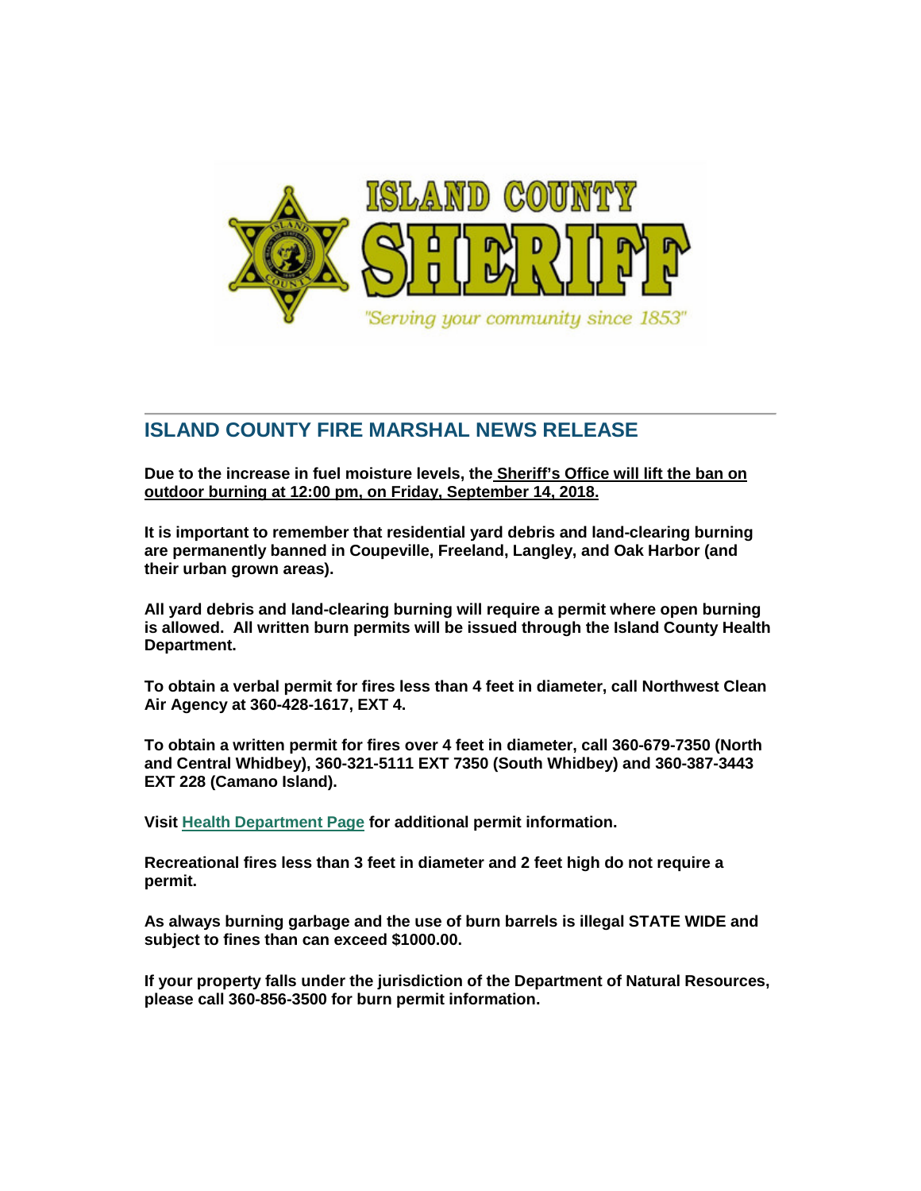## ISLAND COUNTY FIRE MARSHAL NEWS RELEASE

**Due to the increase in fuel moisture levels, the Sheriff's Office will lift the ban on outdoor burning at 12:00 pm, on Friday, September 14, 2018.**

**It is important to remember that residential yard debris and land-clearing burning are permanently banned in Coupeville, Freeland, Langley, and Oak Harbor (and their urban grown areas).**

**All yard debris and land-clearing burning will require a permit where open burning is allowed. All written burn permits will be issued through the Island County Health Department.**

**To obtain a verbal permit for fires less than 4 feet in diameter, call Northwest Clean Air Agency at 360-428-1617, EXT 4.**

**To obtain a written permit for fires over 4 feet in diameter, call 360-679-7350 (North and Central Whidbey), 360-321-5111 EXT 7350 (South Whidbey) and 360-387-3443 EXT 228 (Camano Island).**

**Visit Health Department Page for additional permit information.**

**Recreational fires less than 3 feet in diameter and 2 feet high do not require a permit.**

**As always burning garbage and the use of burn barrels is illegal STATE WIDE and subject to fines than can exceed $1000.00.**

**If your property falls under the jurisdiction of the Department of Natural Resources, please call 360-856-3500 for burn permit information.**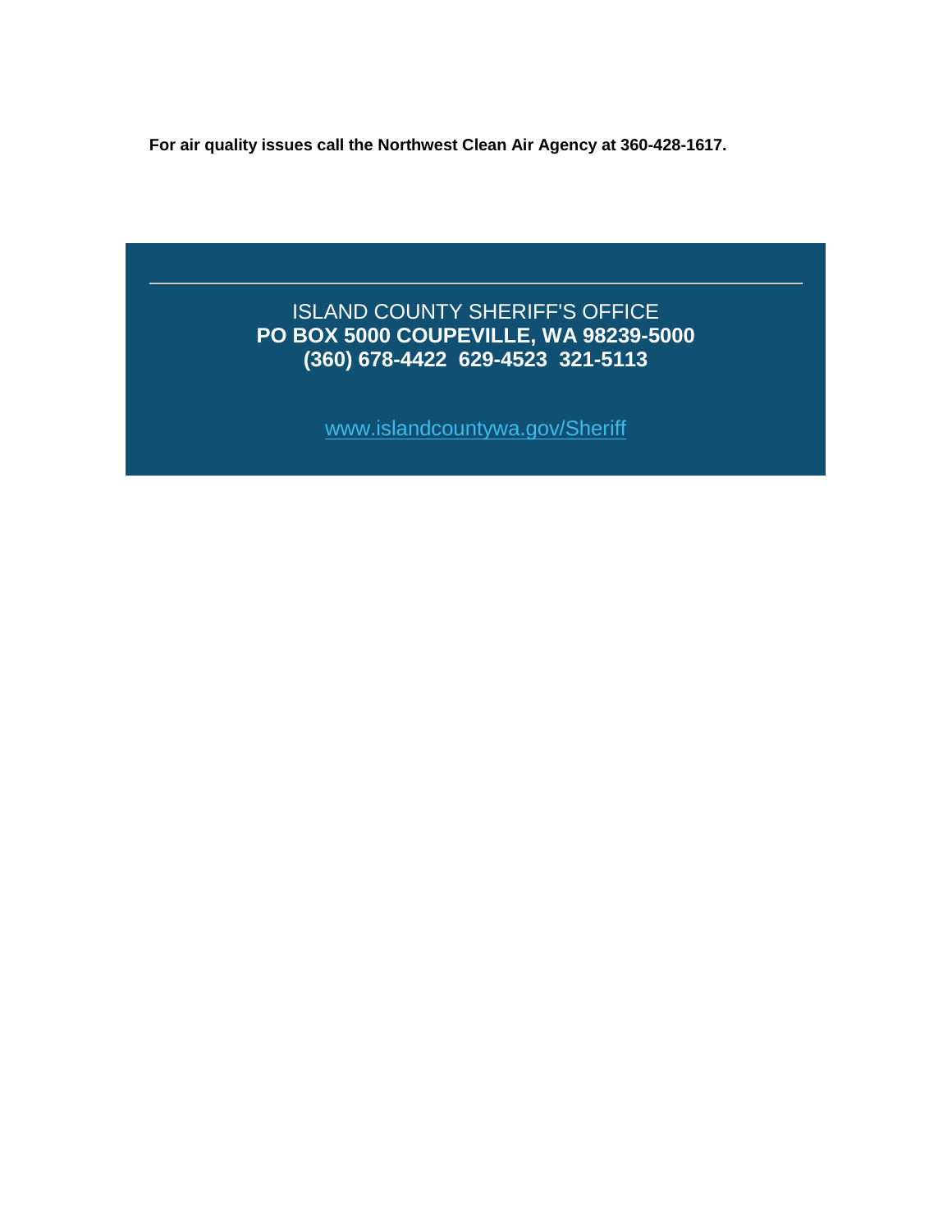**For air quality issues call the Northwest Clean Air Agency at 360-428-1617.**

---

ISLAND COUNTY SHERIFF'S OFFICE
**PO BOX 5000 COUPEVILLE, WA 98239-5000**
**(360) 678-4422 629-4523 321-5113**

[www.islandcountywa.gov/Sheriff](http://www.islandcountywa.gov/Sheriff)